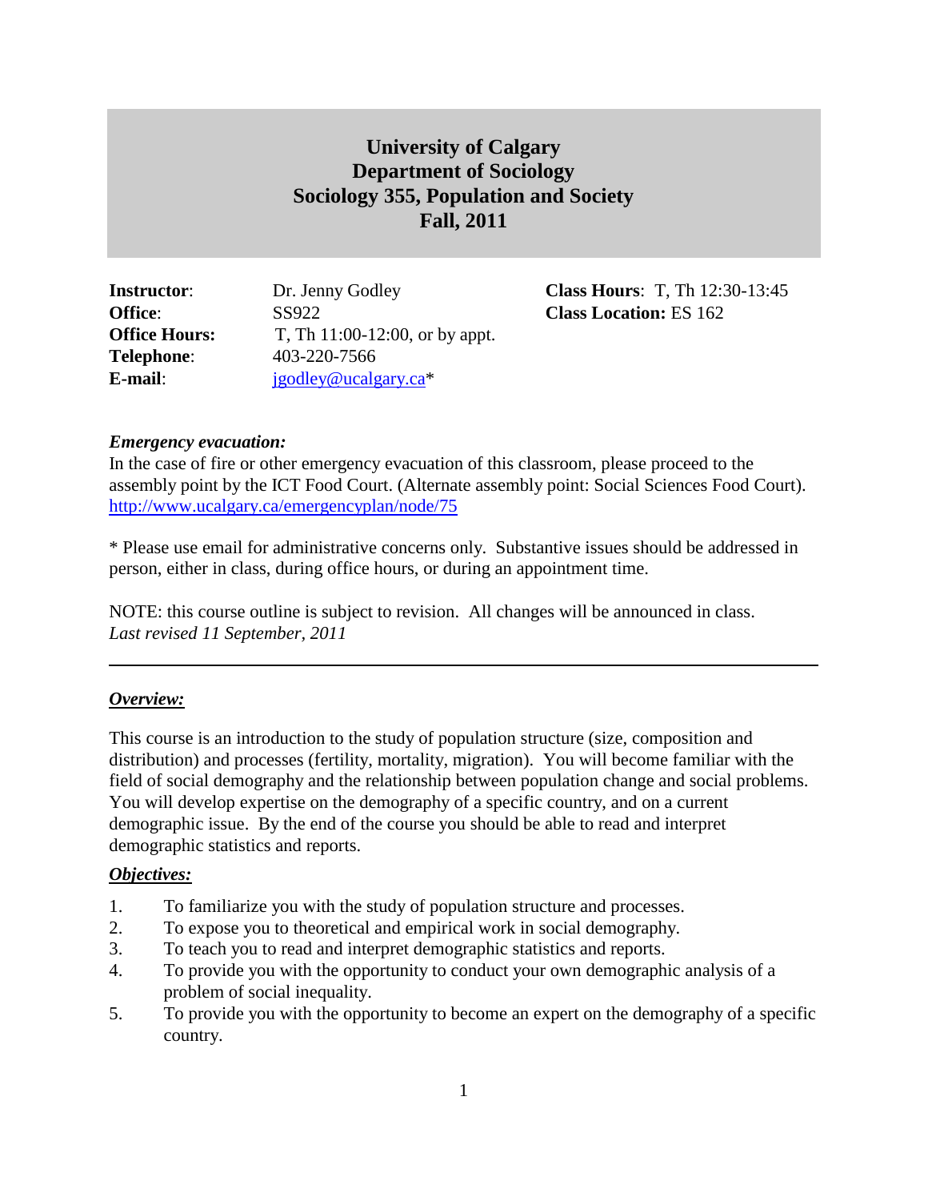# University of Calgary
# Department of Sociology
# Sociology 355, Population and Society
# Fall, 2011

**Instructor**: Dr. Jenny Godley
**Office**: SS922
**Office Hours:** T, Th 11:00-12:00, or by appt.
**Telephone**: 403-220-7566
**E-mail**: jgodley@ucalgary.ca*

**Class Hours**: T, Th 12:30-13:45
**Class Location:** ES 162

***Emergency evacuation:***
In the case of fire or other emergency evacuation of this classroom, please proceed to the assembly point by the ICT Food Court. (Alternate assembly point: Social Sciences Food Court).
http://www.ucalgary.ca/emergencyplan/node/75

* Please use email for administrative concerns only. Substantive issues should be addressed in person, either in class, during office hours, or during an appointment time.

NOTE: this course outline is subject to revision. All changes will be announced in class.
*Last revised 11 September, 2011*

---

## ***Overview:***

This course is an introduction to the study of population structure (size, composition and distribution) and processes (fertility, mortality, migration). You will become familiar with the field of social demography and the relationship between population change and social problems. You will develop expertise on the demography of a specific country, and on a current demographic issue. By the end of the course you should be able to read and interpret demographic statistics and reports.

## ***Objectives:***

1. To familiarize you with the study of population structure and processes.
2. To expose you to theoretical and empirical work in social demography.
3. To teach you to read and interpret demographic statistics and reports.
4. To provide you with the opportunity to conduct your own demographic analysis of a problem of social inequality.
5. To provide you with the opportunity to become an expert on the demography of a specific country.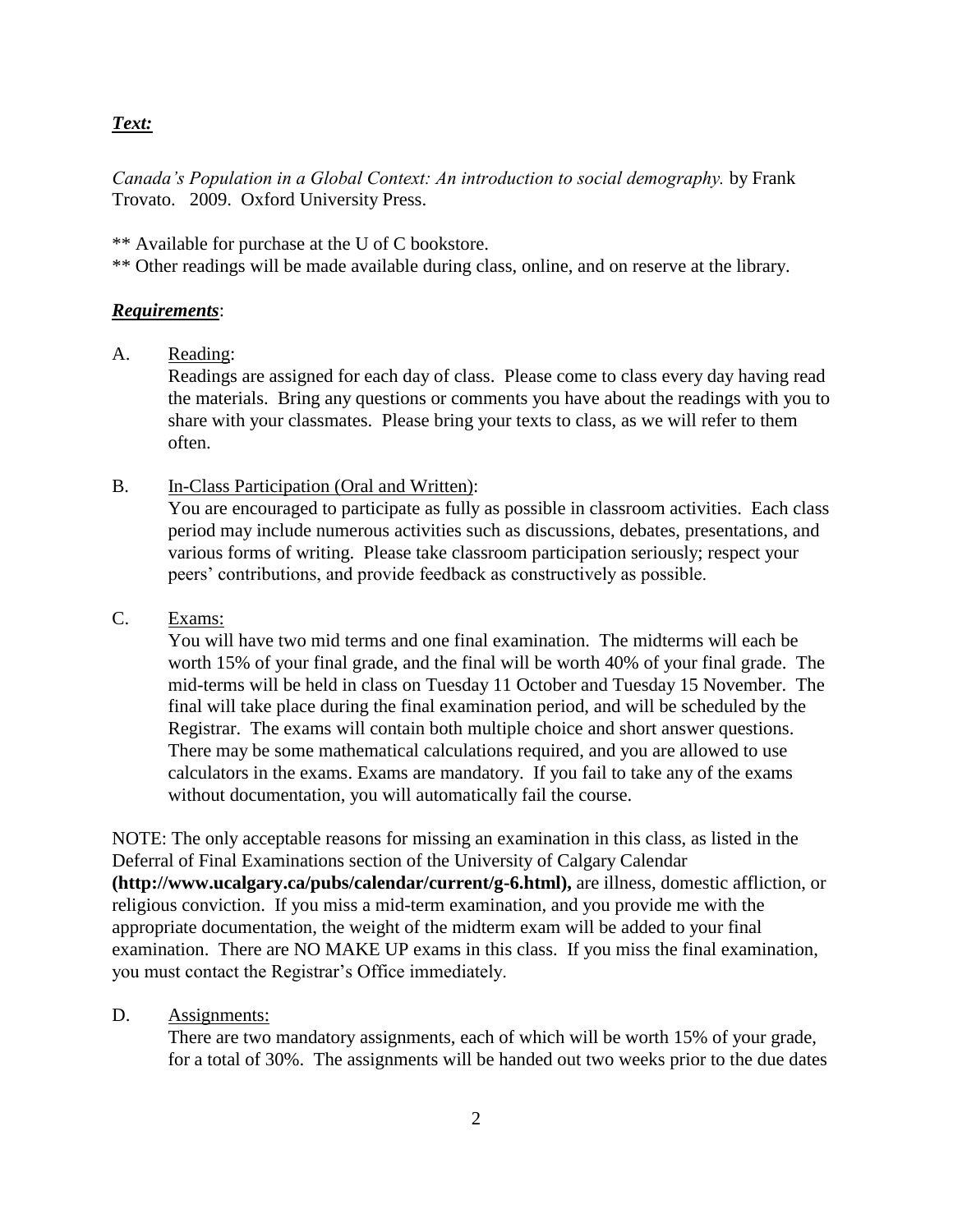***Text:***

*Canada's Population in a Global Context: An introduction to social demography.* by Frank Trovato. 2009. Oxford University Press.

** Available for purchase at the U of C bookstore.
** Other readings will be made available during class, online, and on reserve at the library.

***Requirements***:

A. Reading:

Readings are assigned for each day of class. Please come to class every day having read the materials. Bring any questions or comments you have about the readings with you to share with your classmates. Please bring your texts to class, as we will refer to them often.

B. In-Class Participation (Oral and Written):

You are encouraged to participate as fully as possible in classroom activities. Each class period may include numerous activities such as discussions, debates, presentations, and various forms of writing. Please take classroom participation seriously; respect your peers' contributions, and provide feedback as constructively as possible.

C. Exams:

You will have two mid terms and one final examination. The midterms will each be worth 15% of your final grade, and the final will be worth 40% of your final grade. The mid-terms will be held in class on Tuesday 11 October and Tuesday 15 November. The final will take place during the final examination period, and will be scheduled by the Registrar. The exams will contain both multiple choice and short answer questions. There may be some mathematical calculations required, and you are allowed to use calculators in the exams. Exams are mandatory. If you fail to take any of the exams without documentation, you will automatically fail the course.

NOTE: The only acceptable reasons for missing an examination in this class, as listed in the Deferral of Final Examinations section of the University of Calgary Calendar **(http://www.ucalgary.ca/pubs/calendar/current/g-6.html),** are illness, domestic affliction, or religious conviction. If you miss a mid-term examination, and you provide me with the appropriate documentation, the weight of the midterm exam will be added to your final examination. There are NO MAKE UP exams in this class. If you miss the final examination, you must contact the Registrar's Office immediately.

D. Assignments:

There are two mandatory assignments, each of which will be worth 15% of your grade, for a total of 30%. The assignments will be handed out two weeks prior to the due dates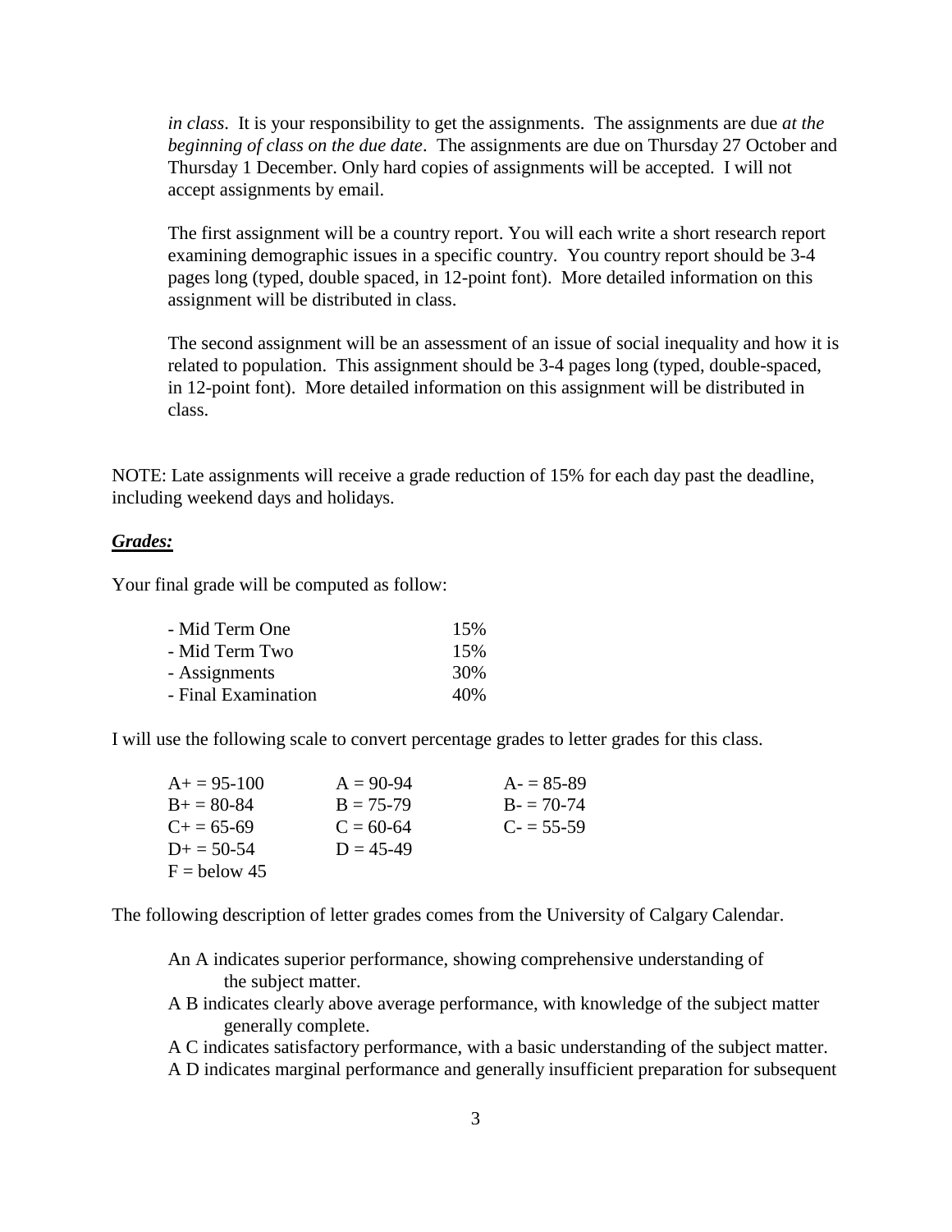*in class*. It is your responsibility to get the assignments. The assignments are due *at the beginning of class on the due date*. The assignments are due on Thursday 27 October and Thursday 1 December. Only hard copies of assignments will be accepted. I will not accept assignments by email.

The first assignment will be a country report. You will each write a short research report examining demographic issues in a specific country. You country report should be 3-4 pages long (typed, double spaced, in 12-point font). More detailed information on this assignment will be distributed in class.

The second assignment will be an assessment of an issue of social inequality and how it is related to population. This assignment should be 3-4 pages long (typed, double-spaced, in 12-point font). More detailed information on this assignment will be distributed in class.

NOTE: Late assignments will receive a grade reduction of 15% for each day past the deadline, including weekend days and holidays.

***Grades:***

Your final grade will be computed as follow:

| | |
|---|---|
| - Mid Term One | 15% |
| - Mid Term Two | 15% |
| - Assignments | 30% |
| - Final Examination | 40% |

I will use the following scale to convert percentage grades to letter grades for this class.

| | | |
|---|---|---|
| A+ = 95-100 | A = 90-94 | A- = 85-89 |
| B+ = 80-84 | B = 75-79 | B- = 70-74 |
| C+ = 65-69 | C = 60-64 | C- = 55-59 |
| D+ = 50-54 | D = 45-49 | |
| F = below 45 | | |

The following description of letter grades comes from the University of Calgary Calendar.

An A indicates superior performance, showing comprehensive understanding of the subject matter.

A B indicates clearly above average performance, with knowledge of the subject matter generally complete.

A C indicates satisfactory performance, with a basic understanding of the subject matter.

A D indicates marginal performance and generally insufficient preparation for subsequent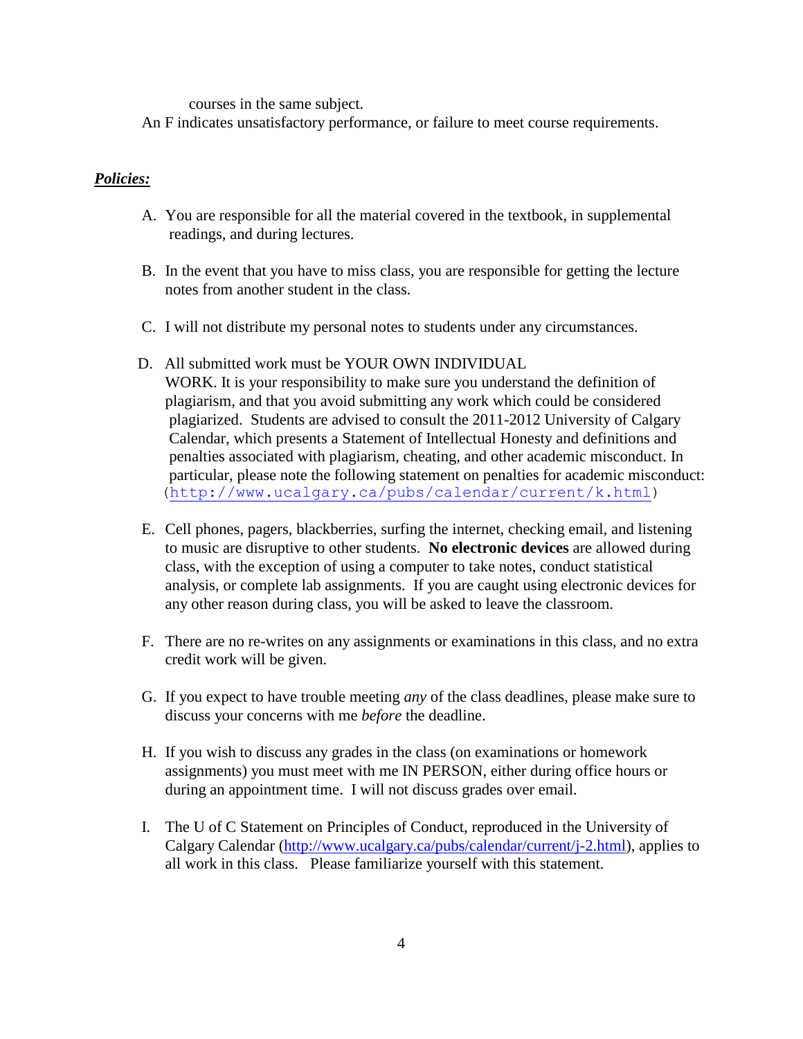courses in the same subject.

An F indicates unsatisfactory performance, or failure to meet course requirements.

***Policies:***

A. You are responsible for all the material covered in the textbook, in supplemental readings, and during lectures.

B. In the event that you have to miss class, you are responsible for getting the lecture notes from another student in the class.

C. I will not distribute my personal notes to students under any circumstances.

D. All submitted work must be YOUR OWN INDIVIDUAL WORK. It is your responsibility to make sure you understand the definition of plagiarism, and that you avoid submitting any work which could be considered plagiarized. Students are advised to consult the 2011-2012 University of Calgary Calendar, which presents a Statement of Intellectual Honesty and definitions and penalties associated with plagiarism, cheating, and other academic misconduct. In particular, please note the following statement on penalties for academic misconduct: (http://www.ucalgary.ca/pubs/calendar/current/k.html)

E. Cell phones, pagers, blackberries, surfing the internet, checking email, and listening to music are disruptive to other students. **No electronic devices** are allowed during class, with the exception of using a computer to take notes, conduct statistical analysis, or complete lab assignments. If you are caught using electronic devices for any other reason during class, you will be asked to leave the classroom.

F. There are no re-writes on any assignments or examinations in this class, and no extra credit work will be given.

G. If you expect to have trouble meeting *any* of the class deadlines, please make sure to discuss your concerns with me *before* the deadline.

H. If you wish to discuss any grades in the class (on examinations or homework assignments) you must meet with me IN PERSON, either during office hours or during an appointment time. I will not discuss grades over email.

I. The U of C Statement on Principles of Conduct, reproduced in the University of Calgary Calendar (http://www.ucalgary.ca/pubs/calendar/current/j-2.html), applies to all work in this class. Please familiarize yourself with this statement.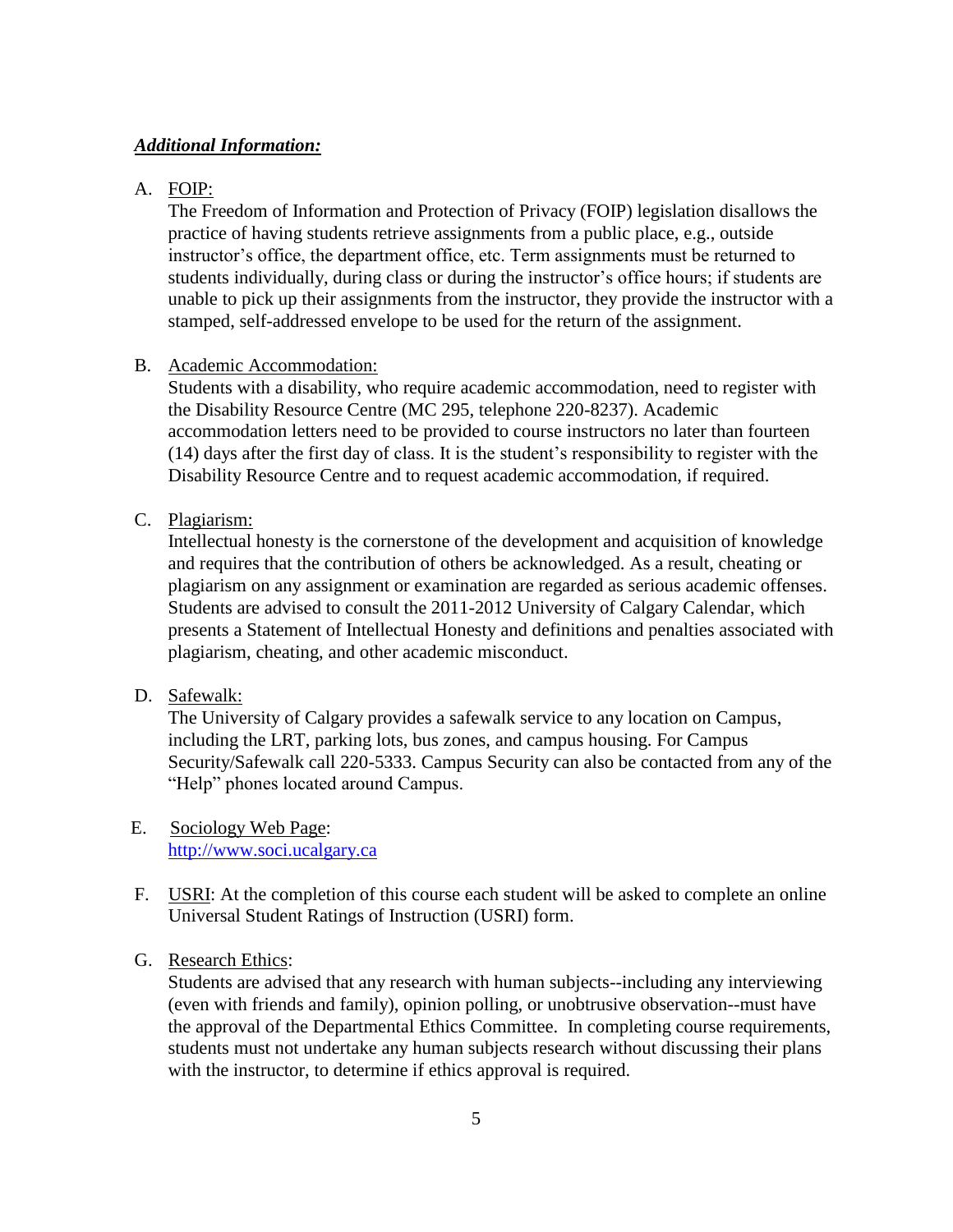***Additional Information:***

A. FOIP:
The Freedom of Information and Protection of Privacy (FOIP) legislation disallows the practice of having students retrieve assignments from a public place, e.g., outside instructor's office, the department office, etc. Term assignments must be returned to students individually, during class or during the instructor's office hours; if students are unable to pick up their assignments from the instructor, they provide the instructor with a stamped, self-addressed envelope to be used for the return of the assignment.

B. Academic Accommodation:
Students with a disability, who require academic accommodation, need to register with the Disability Resource Centre (MC 295, telephone 220-8237). Academic accommodation letters need to be provided to course instructors no later than fourteen (14) days after the first day of class. It is the student's responsibility to register with the Disability Resource Centre and to request academic accommodation, if required.

C. Plagiarism:
Intellectual honesty is the cornerstone of the development and acquisition of knowledge and requires that the contribution of others be acknowledged. As a result, cheating or plagiarism on any assignment or examination are regarded as serious academic offenses. Students are advised to consult the 2011-2012 University of Calgary Calendar, which presents a Statement of Intellectual Honesty and definitions and penalties associated with plagiarism, cheating, and other academic misconduct.

D. Safewalk:
The University of Calgary provides a safewalk service to any location on Campus, including the LRT, parking lots, bus zones, and campus housing. For Campus Security/Safewalk call 220-5333. Campus Security can also be contacted from any of the "Help" phones located around Campus.

E. Sociology Web Page:
http://www.soci.ucalgary.ca

F. USRI: At the completion of this course each student will be asked to complete an online Universal Student Ratings of Instruction (USRI) form.

G. Research Ethics:
Students are advised that any research with human subjects--including any interviewing (even with friends and family), opinion polling, or unobtrusive observation--must have the approval of the Departmental Ethics Committee. In completing course requirements, students must not undertake any human subjects research without discussing their plans with the instructor, to determine if ethics approval is required.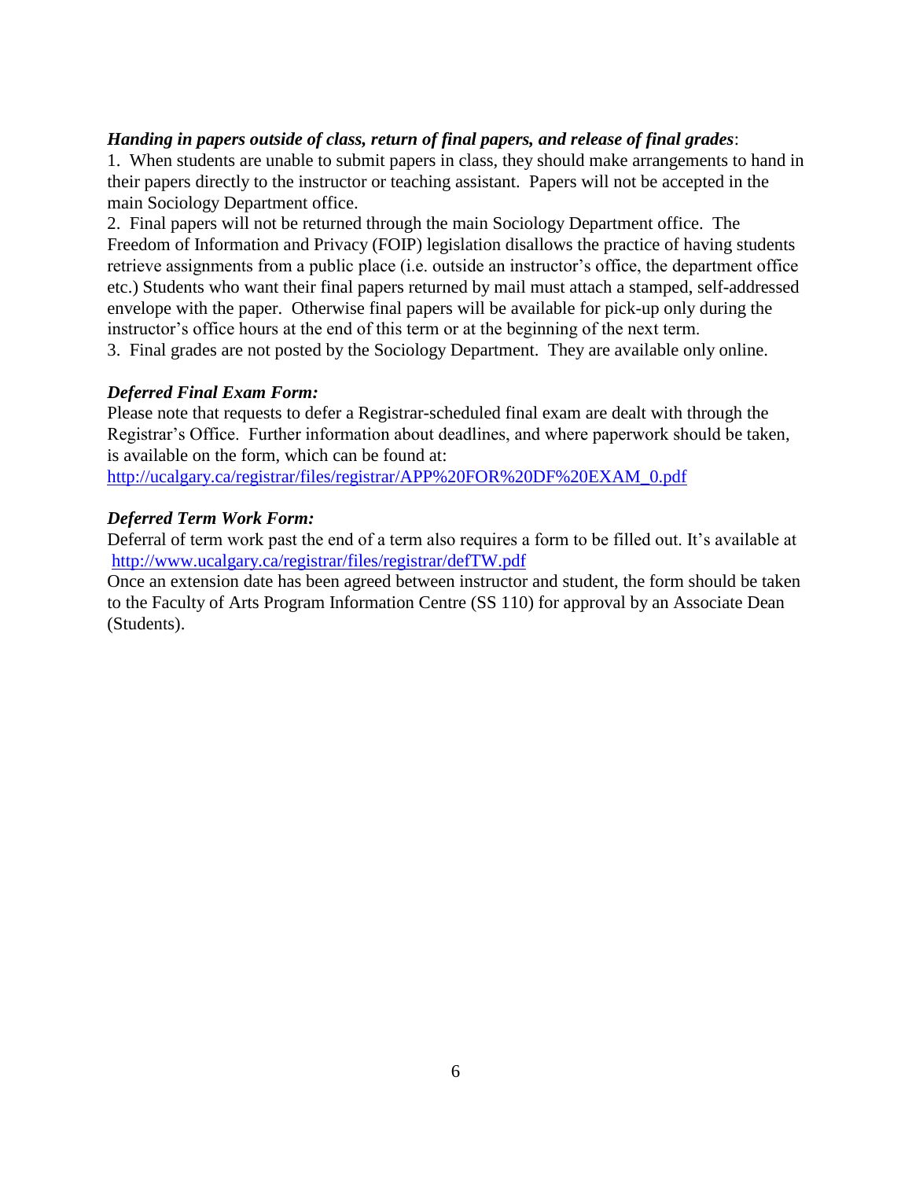***Handing in papers outside of class, return of final papers, and release of final grades***:

1. When students are unable to submit papers in class, they should make arrangements to hand in their papers directly to the instructor or teaching assistant. Papers will not be accepted in the main Sociology Department office.
2. Final papers will not be returned through the main Sociology Department office. The Freedom of Information and Privacy (FOIP) legislation disallows the practice of having students retrieve assignments from a public place (i.e. outside an instructor's office, the department office etc.) Students who want their final papers returned by mail must attach a stamped, self-addressed envelope with the paper. Otherwise final papers will be available for pick-up only during the instructor's office hours at the end of this term or at the beginning of the next term.
3. Final grades are not posted by the Sociology Department. They are available only online.

***Deferred Final Exam Form:***

Please note that requests to defer a Registrar-scheduled final exam are dealt with through the Registrar's Office. Further information about deadlines, and where paperwork should be taken, is available on the form, which can be found at:
http://ucalgary.ca/registrar/files/registrar/APP%20FOR%20DF%20EXAM_0.pdf

***Deferred Term Work Form:***

Deferral of term work past the end of a term also requires a form to be filled out. It's available at http://www.ucalgary.ca/registrar/files/registrar/defTW.pdf
Once an extension date has been agreed between instructor and student, the form should be taken to the Faculty of Arts Program Information Centre (SS 110) for approval by an Associate Dean (Students).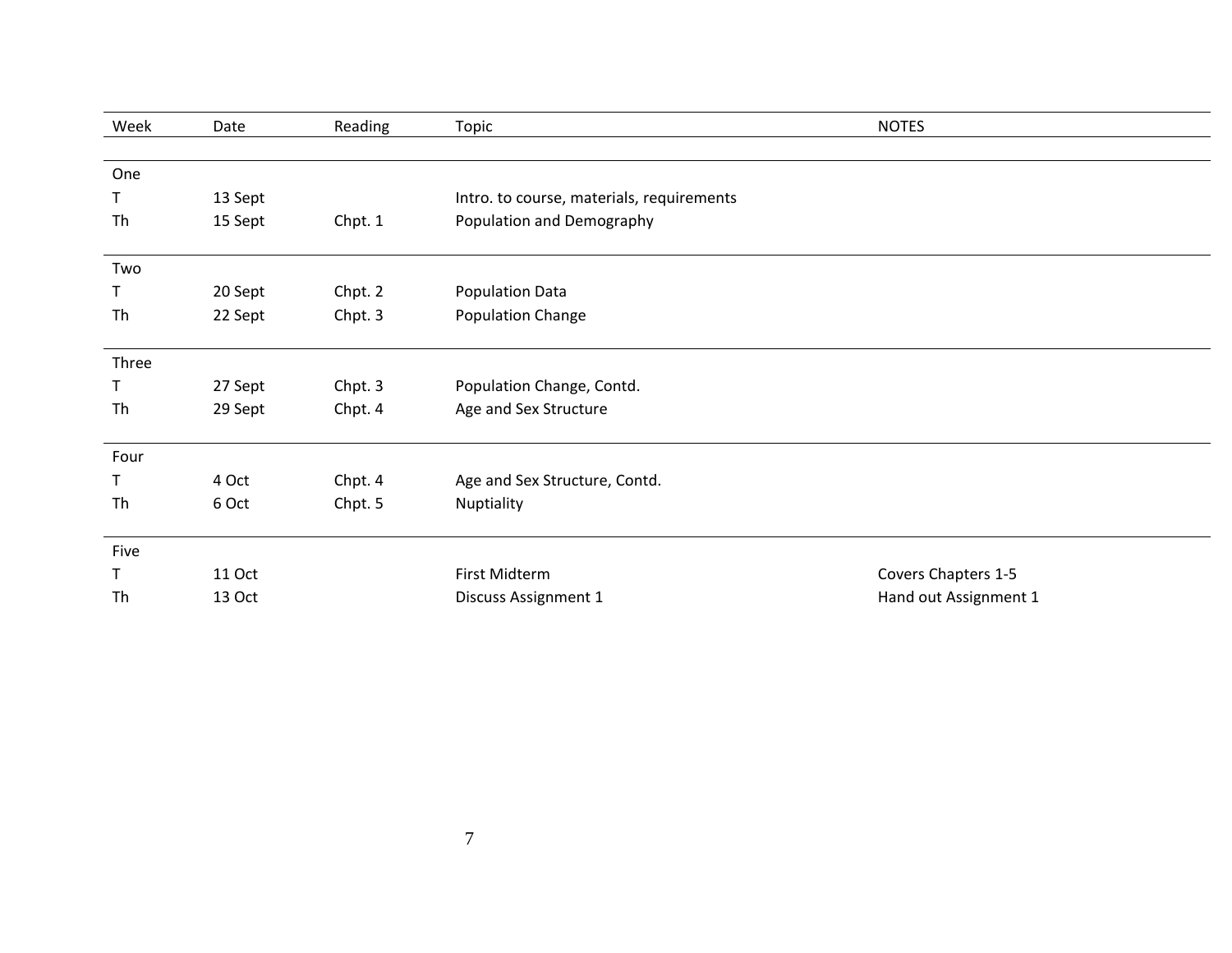| Week | Date | Reading | Topic | NOTES |
|---|---|---|---|---|
| One | | | | |
| T | 13 Sept | | Intro. to course, materials, requirements | |
| Th | 15 Sept | Chpt. 1 | Population and Demography | |
| Two | | | | |
| T | 20 Sept | Chpt. 2 | Population Data | |
| Th | 22 Sept | Chpt. 3 | Population Change | |
| Three | | | | |
| T | 27 Sept | Chpt. 3 | Population Change, Contd. | |
| Th | 29 Sept | Chpt. 4 | Age and Sex Structure | |
| Four | | | | |
| T | 4 Oct | Chpt. 4 | Age and Sex Structure, Contd. | |
| Th | 6 Oct | Chpt. 5 | Nuptiality | |
| Five | | | | |
| T | 11 Oct | | First Midterm | Covers Chapters 1-5 |
| Th | 13 Oct | | Discuss Assignment 1 | Hand out Assignment 1 |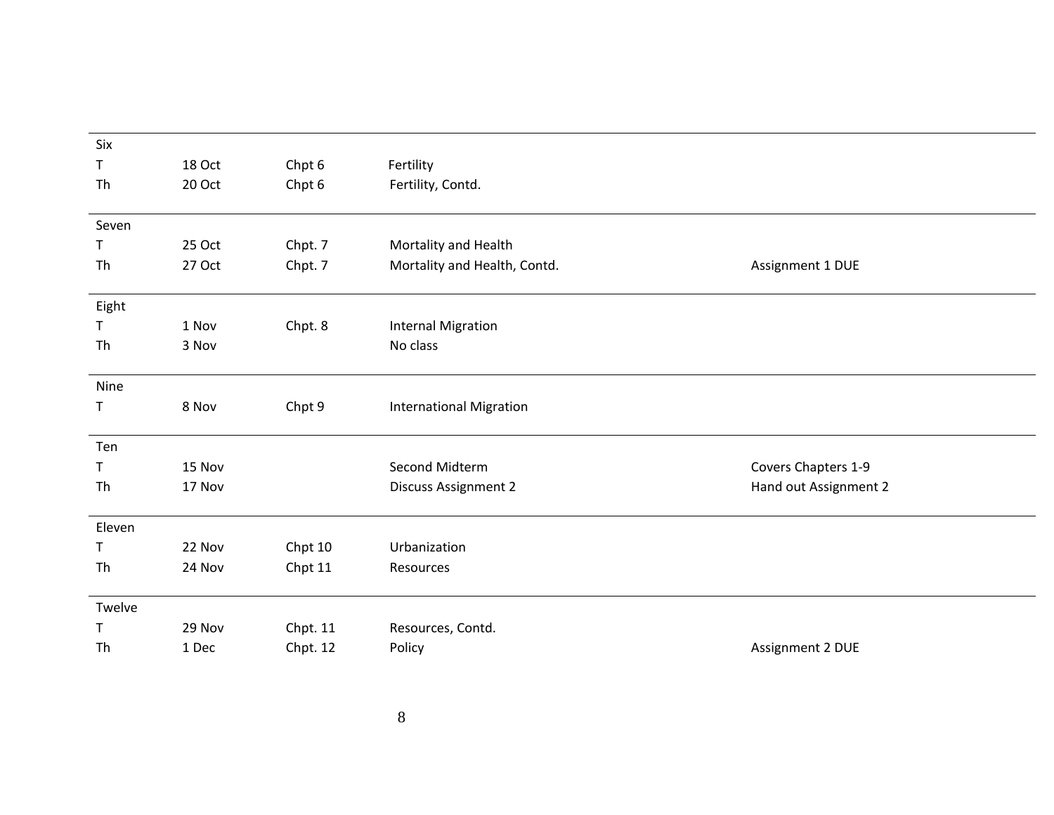| Week | Date | Chapter | Topic | Notes |
|---|---|---|---|---|
| Six | | | | |
| T | 18 Oct | Chpt 6 | Fertility | |
| Th | 20 Oct | Chpt 6 | Fertility, Contd. | |
| Seven | | | | |
| T | 25 Oct | Chpt. 7 | Mortality and Health | |
| Th | 27 Oct | Chpt. 7 | Mortality and Health, Contd. | Assignment 1 DUE |
| Eight | | | | |
| T | 1 Nov | Chpt. 8 | Internal Migration | |
| Th | 3 Nov | | No class | |
| Nine | | | | |
| T | 8 Nov | Chpt 9 | International Migration | |
| Ten | | | | |
| T | 15 Nov | | Second Midterm | Covers Chapters 1-9 |
| Th | 17 Nov | | Discuss Assignment 2 | Hand out Assignment 2 |
| Eleven | | | | |
| T | 22 Nov | Chpt 10 | Urbanization | |
| Th | 24 Nov | Chpt 11 | Resources | |
| Twelve | | | | |
| T | 29 Nov | Chpt. 11 | Resources, Contd. | |
| Th | 1 Dec | Chpt. 12 | Policy | Assignment 2 DUE |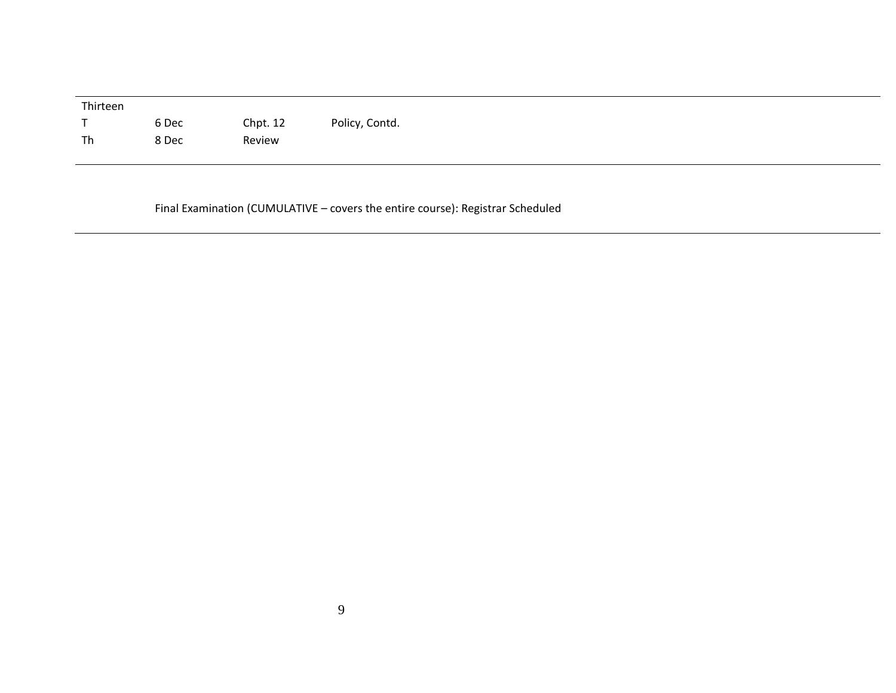| | | | |
|---|---|---|---|
| Thirteen | | | |
| T | 6 Dec | Chpt. 12 | Policy, Contd. |
| Th | 8 Dec | Review | |

Final Examination (CUMULATIVE – covers the entire course): Registrar Scheduled